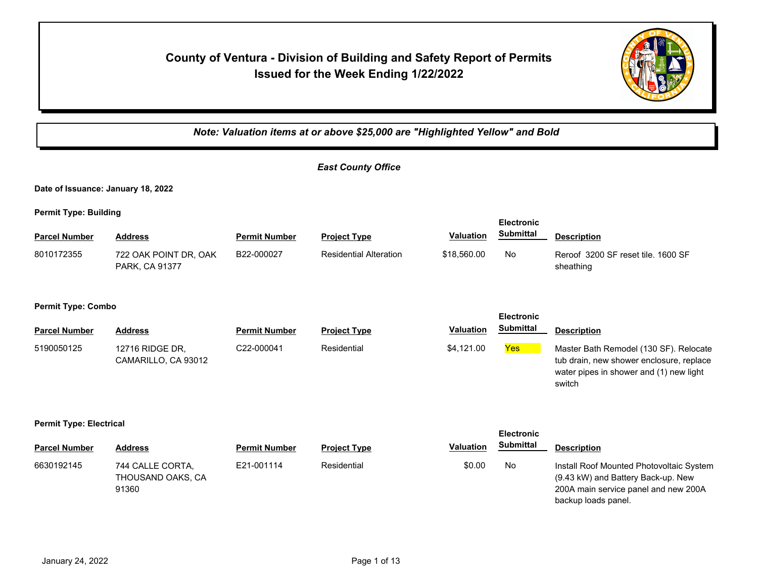# County of Ventura - Division of Building and Safety Report of Permits Issued for the Week Ending 1/22/2022

*Note: Valuation items at or above $25,000 are "Highlighted Yellow" and Bold*

## *East County Office*

**Date of Issuance: January 18, 2022**

**Permit Type: Building**

| Parcel Number | Address | Permit Number | Project Type | Valuation | Electronic Submittal | Description |
|---|---|---|---|---|---|---|
| 8010172355 | 722 OAK POINT DR, OAK PARK, CA 91377 | B22-000027 | Residential Alteration | $18,560.00 | No | Reroof 3200 SF reset tile. 1600 SF sheathing |

**Permit Type: Combo**

| Parcel Number | Address | Permit Number | Project Type | Valuation | Electronic Submittal | Description |
|---|---|---|---|---|---|---|
| 5190050125 | 12716 RIDGE DR, CAMARILLO, CA 93012 | C22-000041 | Residential | $4,121.00 | Yes | Master Bath Remodel (130 SF). Relocate tub drain, new shower enclosure, replace water pipes in shower and (1) new light switch |

**Permit Type: Electrical**

| Parcel Number | Address | Permit Number | Project Type | Valuation | Electronic Submittal | Description |
|---|---|---|---|---|---|---|
| 6630192145 | 744 CALLE CORTA, THOUSAND OAKS, CA 91360 | E21-001114 | Residential | $0.00 | No | Install Roof Mounted Photovoltaic System (9.43 kW) and Battery Back-up. New 200A main service panel and new 200A backup loads panel. |

January 24, 2022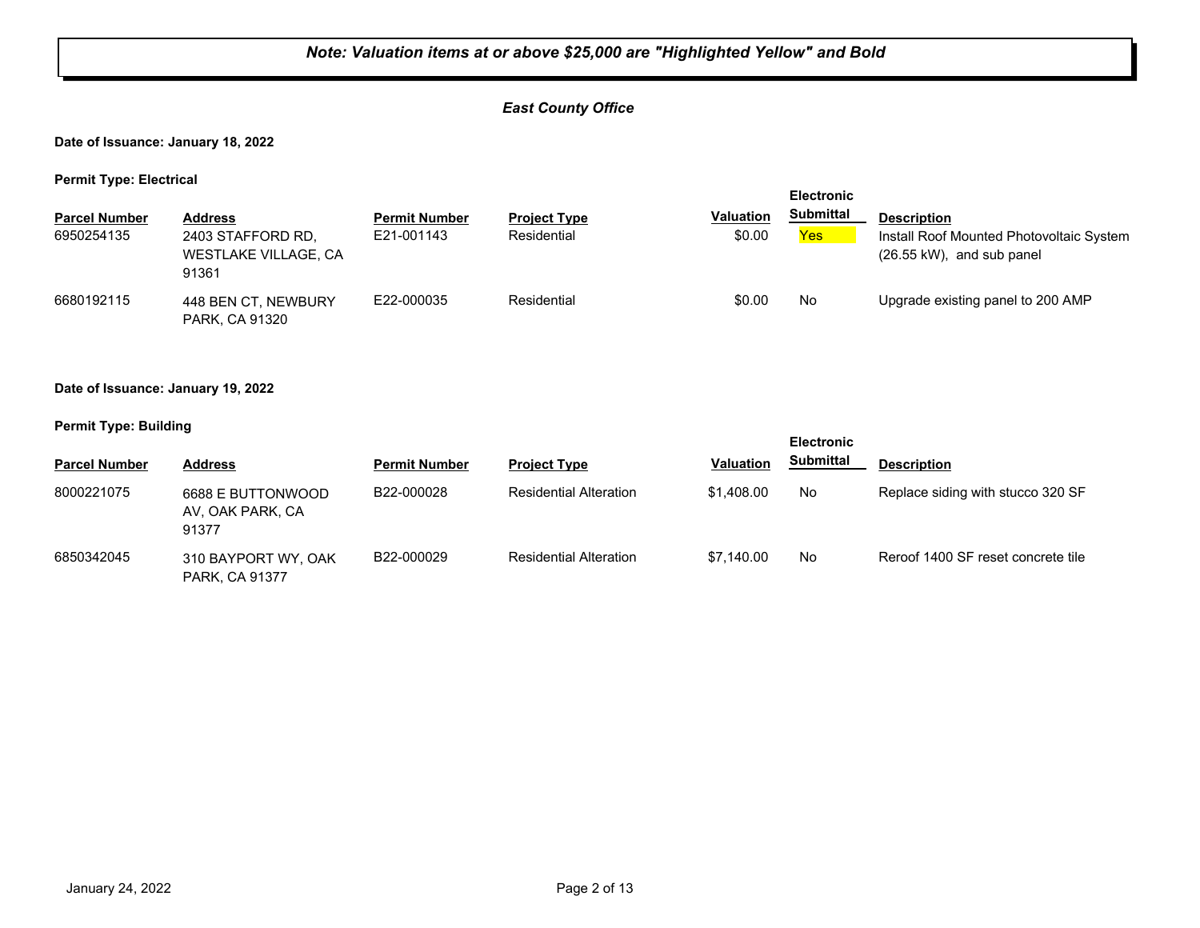***Note: Valuation items at or above $25,000 are "Highlighted Yellow" and Bold***

***East County Office***

**Date of Issuance: January 18, 2022**

**Permit Type: Electrical**

| Parcel Number | Address | Permit Number | Project Type | Valuation | Electronic Submittal | Description |
|---|---|---|---|---|---|---|
| 6950254135 | 2403 STAFFORD RD, WESTLAKE VILLAGE, CA 91361 | E21-001143 | Residential | $0.00 | Yes | Install Roof Mounted Photovoltaic System (26.55 kW), and sub panel |
| 6680192115 | 448 BEN CT, NEWBURY PARK, CA 91320 | E22-000035 | Residential | $0.00 | No | Upgrade existing panel to 200 AMP |

**Date of Issuance: January 19, 2022**

**Permit Type: Building**

| Parcel Number | Address | Permit Number | Project Type | Valuation | Electronic Submittal | Description |
|---|---|---|---|---|---|---|
| 8000221075 | 6688 E BUTTONWOOD AV, OAK PARK, CA 91377 | B22-000028 | Residential Alteration | $1,408.00 | No | Replace siding with stucco 320 SF |
| 6850342045 | 310 BAYPORT WY, OAK PARK, CA 91377 | B22-000029 | Residential Alteration | $7,140.00 | No | Reroof 1400 SF reset concrete tile |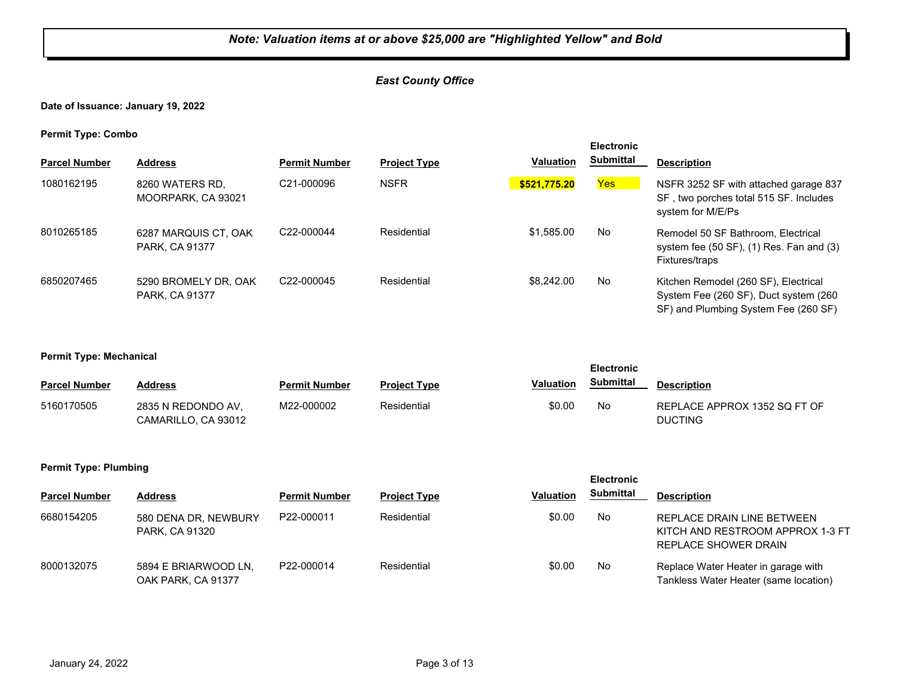***Note: Valuation items at or above $25,000 are "Highlighted Yellow" and Bold***

***East County Office***

**Date of Issuance: January 19, 2022**

**Permit Type: Combo**

| Parcel Number | Address | Permit Number | Project Type | Valuation | Electronic Submittal | Description |
|---|---|---|---|---|---|---|
| 1080162195 | 8260 WATERS RD, MOORPARK, CA 93021 | C21-000096 | NSFR | **$521,775.20** | Yes | NSFR 3252 SF with attached garage 837 SF , two porches total 515 SF. Includes system for M/E/Ps |
| 8010265185 | 6287 MARQUIS CT, OAK PARK, CA 91377 | C22-000044 | Residential | $1,585.00 | No | Remodel 50 SF Bathroom, Electrical system fee (50 SF), (1) Res. Fan and (3) Fixtures/traps |
| 6850207465 | 5290 BROMELY DR, OAK PARK, CA 91377 | C22-000045 | Residential | $8,242.00 | No | Kitchen Remodel (260 SF), Electrical System Fee (260 SF), Duct system (260 SF) and Plumbing System Fee (260 SF) |

**Permit Type: Mechanical**

| Parcel Number | Address | Permit Number | Project Type | Valuation | Electronic Submittal | Description |
|---|---|---|---|---|---|---|
| 5160170505 | 2835 N REDONDO AV, CAMARILLO, CA 93012 | M22-000002 | Residential | $0.00 | No | REPLACE APPROX 1352 SQ FT OF DUCTING |

**Permit Type: Plumbing**

| Parcel Number | Address | Permit Number | Project Type | Valuation | Electronic Submittal | Description |
|---|---|---|---|---|---|---|
| 6680154205 | 580 DENA DR, NEWBURY PARK, CA 91320 | P22-000011 | Residential | $0.00 | No | REPLACE DRAIN LINE BETWEEN KITCH AND RESTROOM APPROX 1-3 FT REPLACE SHOWER DRAIN |
| 8000132075 | 5894 E BRIARWOOD LN, OAK PARK, CA 91377 | P22-000014 | Residential | $0.00 | No | Replace Water Heater in garage with Tankless Water Heater (same location) |

January 24, 2022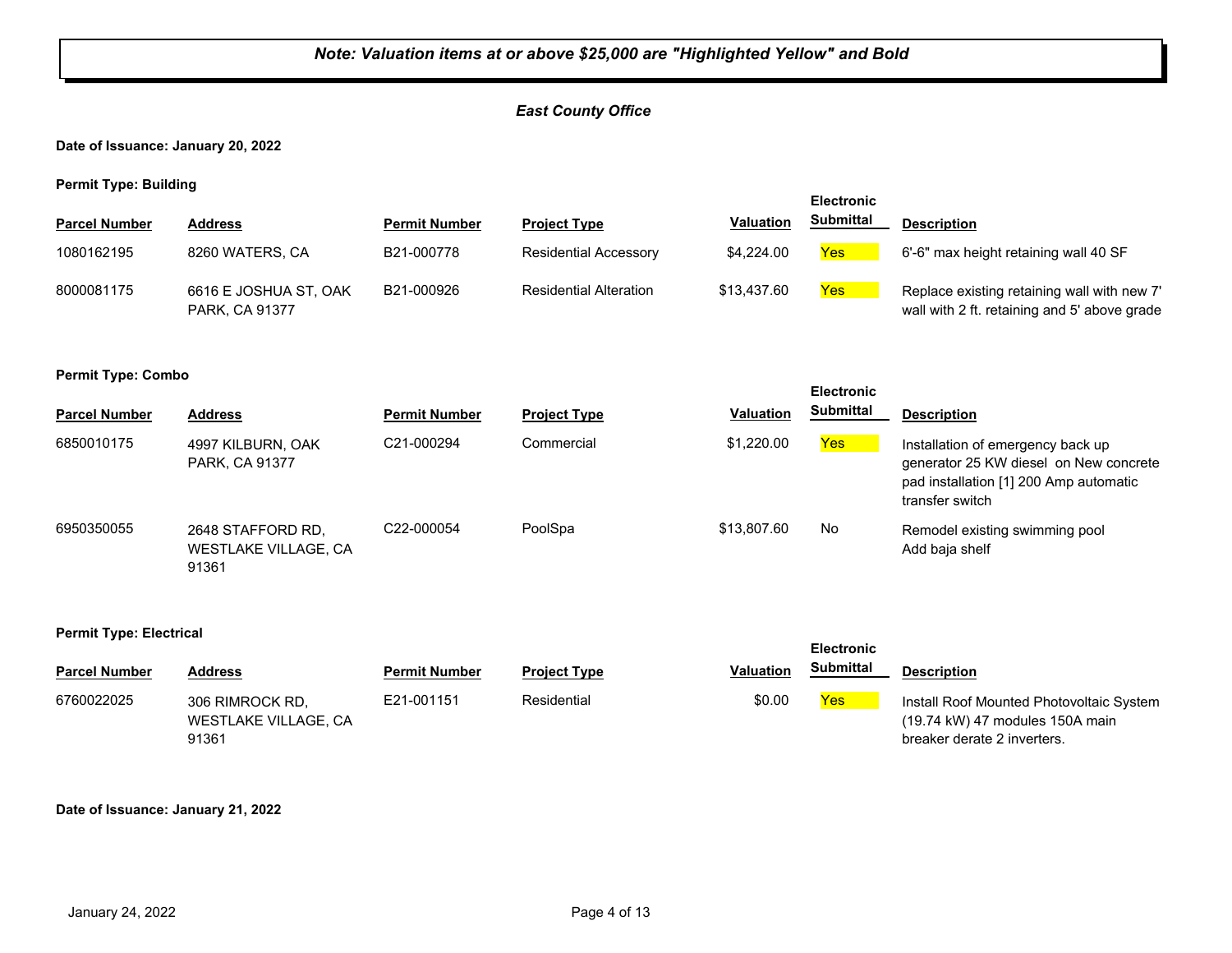**_Note: Valuation items at or above $25,000 are "Highlighted Yellow" and Bold_**

***East County Office***

**Date of Issuance: January 20, 2022**

**Permit Type: Building**

| Parcel Number | Address | Permit Number | Project Type | Valuation | Electronic Submittal | Description |
|---|---|---|---|---|---|---|
| 1080162195 | 8260 WATERS, CA | B21-000778 | Residential Accessory | $4,224.00 | Yes | 6'-6" max height retaining wall 40 SF |
| 8000081175 | 6616 E JOSHUA ST, OAK PARK, CA 91377 | B21-000926 | Residential Alteration | $13,437.60 | Yes | Replace existing retaining wall with new 7' wall with 2 ft. retaining and 5' above grade |

**Permit Type: Combo**

| Parcel Number | Address | Permit Number | Project Type | Valuation | Electronic Submittal | Description |
|---|---|---|---|---|---|---|
| 6850010175 | 4997 KILBURN, OAK PARK, CA 91377 | C21-000294 | Commercial | $1,220.00 | Yes | Installation of emergency back up generator 25 KW diesel on New concrete pad installation [1] 200 Amp automatic transfer switch |
| 6950350055 | 2648 STAFFORD RD, WESTLAKE VILLAGE, CA 91361 | C22-000054 | PoolSpa | $13,807.60 | No | Remodel existing swimming pool Add baja shelf |

**Permit Type: Electrical**

| Parcel Number | Address | Permit Number | Project Type | Valuation | Electronic Submittal | Description |
|---|---|---|---|---|---|---|
| 6760022025 | 306 RIMROCK RD, WESTLAKE VILLAGE, CA 91361 | E21-001151 | Residential | $0.00 | Yes | Install Roof Mounted Photovoltaic System (19.74 kW) 47 modules 150A main breaker derate 2 inverters. |

**Date of Issuance: January 21, 2022**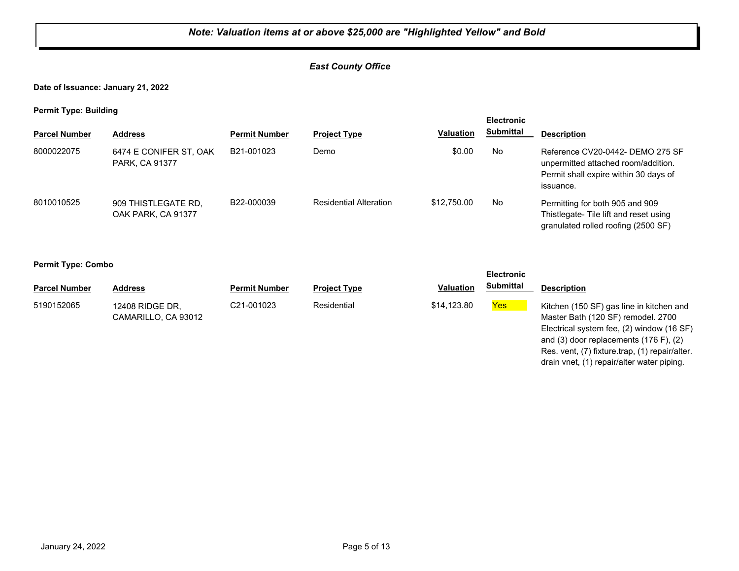***Note: Valuation items at or above $25,000 are "Highlighted Yellow" and Bold***

***East County Office***

**Date of Issuance: January 21, 2022**

**Permit Type: Building**

| Parcel Number | Address | Permit Number | Project Type | Valuation | Electronic Submittal | Description |
|---|---|---|---|---|---|---|
| 8000022075 | 6474 E CONIFER ST, OAK PARK, CA 91377 | B21-001023 | Demo | $0.00 | No | Reference CV20-0442- DEMO 275 SF unpermitted attached room/addition. Permit shall expire within 30 days of issuance. |
| 8010010525 | 909 THISTLEGATE RD, OAK PARK, CA 91377 | B22-000039 | Residential Alteration | $12,750.00 | No | Permitting for both 905 and 909 Thistlegate- Tile lift and reset using granulated rolled roofing (2500 SF) |

**Permit Type: Combo**

| Parcel Number | Address | Permit Number | Project Type | Valuation | Electronic Submittal | Description |
|---|---|---|---|---|---|---|
| 5190152065 | 12408 RIDGE DR, CAMARILLO, CA 93012 | C21-001023 | Residential | $14,123.80 | Yes | Kitchen (150 SF) gas line in kitchen and Master Bath (120 SF) remodel. 2700 Electrical system fee, (2) window (16 SF) and (3) door replacements (176 F), (2) Res. vent, (7) fixture.trap, (1) repair/alter. drain vnet, (1) repair/alter water piping. |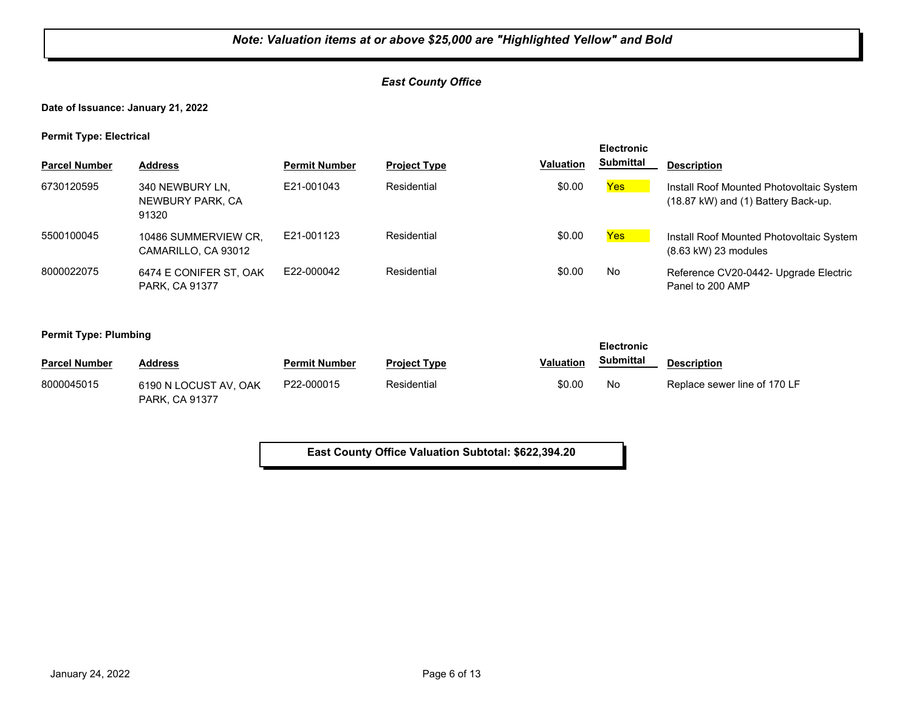***Note: Valuation items at or above $25,000 are "Highlighted Yellow" and Bold***

***East County Office***

**Date of Issuance: January 21, 2022**

**Permit Type: Electrical**

| Parcel Number | Address | Permit Number | Project Type | Valuation | Electronic Submittal | Description |
|---|---|---|---|---|---|---|
| 6730120595 | 340 NEWBURY LN, NEWBURY PARK, CA 91320 | E21-001043 | Residential | $0.00 | Yes | Install Roof Mounted Photovoltaic System (18.87 kW) and (1) Battery Back-up. |
| 5500100045 | 10486 SUMMERVIEW CR, CAMARILLO, CA 93012 | E21-001123 | Residential | $0.00 | Yes | Install Roof Mounted Photovoltaic System (8.63 kW) 23 modules |
| 8000022075 | 6474 E CONIFER ST, OAK PARK, CA 91377 | E22-000042 | Residential | $0.00 | No | Reference CV20-0442- Upgrade Electric Panel to 200 AMP |

**Permit Type: Plumbing**

| Parcel Number | Address | Permit Number | Project Type | Valuation | Electronic Submittal | Description |
|---|---|---|---|---|---|---|
| 8000045015 | 6190 N LOCUST AV, OAK PARK, CA 91377 | P22-000015 | Residential | $0.00 | No | Replace sewer line of 170 LF |

**East County Office Valuation Subtotal: $622,394.20**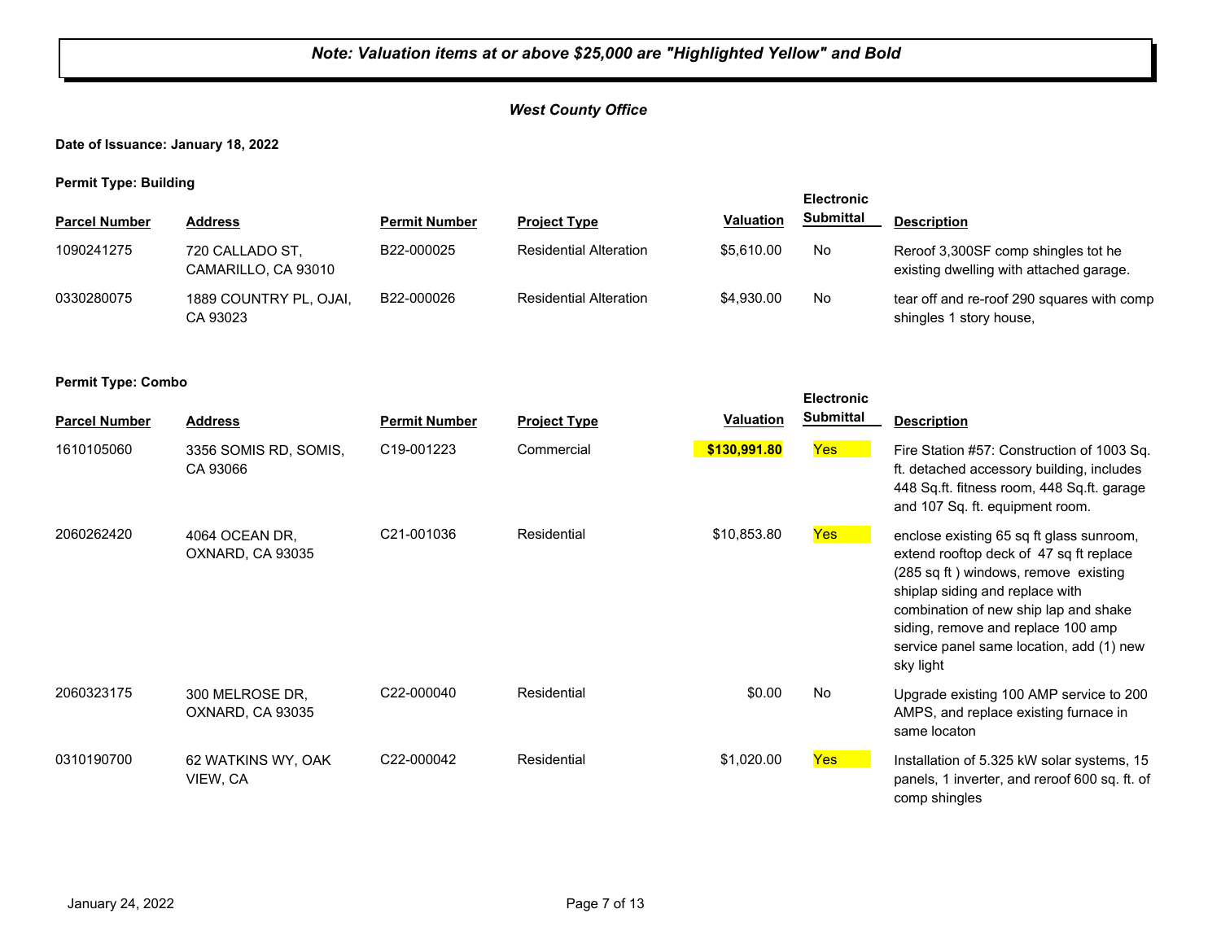***Note: Valuation items at or above $25,000 are "Highlighted Yellow" and Bold***

***West County Office***

**Date of Issuance: January 18, 2022**

**Permit Type: Building**

| Parcel Number | Address | Permit Number | Project Type | Valuation | Electronic Submittal | Description |
|---|---|---|---|---|---|---|
| 1090241275 | 720 CALLADO ST, CAMARILLO, CA 93010 | B22-000025 | Residential Alteration | $5,610.00 | No | Reroof 3,300SF comp shingles tot he existing dwelling with attached garage. |
| 0330280075 | 1889 COUNTRY PL, OJAI, CA 93023 | B22-000026 | Residential Alteration | $4,930.00 | No | tear off and re-roof 290 squares with comp shingles 1 story house, |

**Permit Type: Combo**

| Parcel Number | Address | Permit Number | Project Type | Valuation | Electronic Submittal | Description |
|---|---|---|---|---|---|---|
| 1610105060 | 3356 SOMIS RD, SOMIS, CA 93066 | C19-001223 | Commercial | **$130,991.80** | Yes | Fire Station #57: Construction of 1003 Sq. ft. detached accessory building, includes 448 Sq.ft. fitness room, 448 Sq.ft. garage and 107 Sq. ft. equipment room. |
| 2060262420 | 4064 OCEAN DR, OXNARD, CA 93035 | C21-001036 | Residential | $10,853.80 | Yes | enclose existing 65 sq ft glass sunroom, extend rooftop deck of 47 sq ft replace (285 sq ft ) windows, remove existing shiplap siding and replace with combination of new ship lap and shake siding, remove and replace 100 amp service panel same location, add (1) new sky light |
| 2060323175 | 300 MELROSE DR, OXNARD, CA 93035 | C22-000040 | Residential | $0.00 | No | Upgrade existing 100 AMP service to 200 AMPS, and replace existing furnace in same locaton |
| 0310190700 | 62 WATKINS WY, OAK VIEW, CA | C22-000042 | Residential | $1,020.00 | Yes | Installation of 5.325 kW solar systems, 15 panels, 1 inverter, and reroof 600 sq. ft. of comp shingles |

January 24, 2022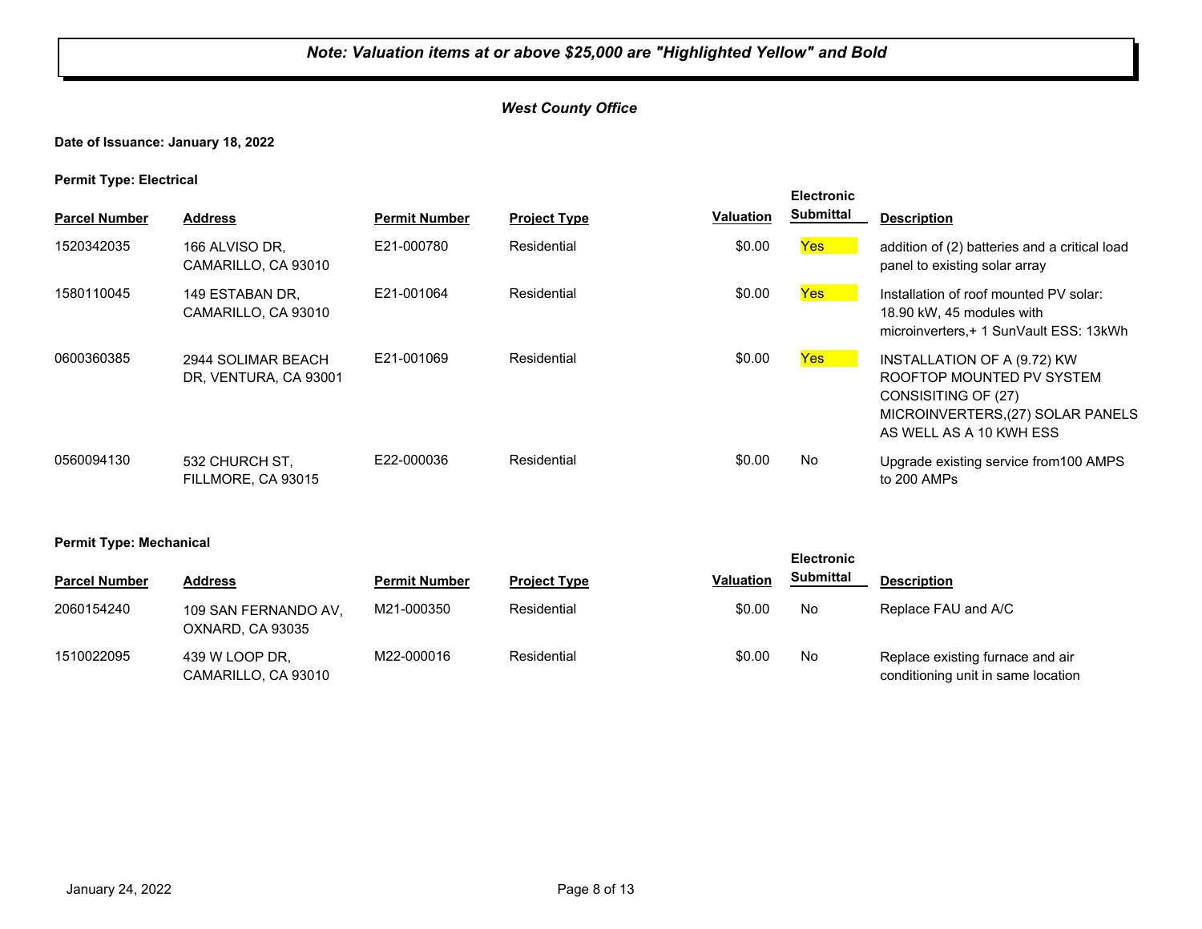***Note: Valuation items at or above $25,000 are "Highlighted Yellow" and Bold***

***West County Office***

**Date of Issuance: January 18, 2022**

**Permit Type: Electrical**

| Parcel Number | Address | Permit Number | Project Type | Valuation | Electronic Submittal | Description |
|---|---|---|---|---|---|---|
| 1520342035 | 166 ALVISO DR, CAMARILLO, CA 93010 | E21-000780 | Residential | $0.00 | Yes | addition of (2) batteries and a critical load panel to existing solar array |
| 1580110045 | 149 ESTABAN DR, CAMARILLO, CA 93010 | E21-001064 | Residential | $0.00 | Yes | Installation of roof mounted PV solar: 18.90 kW, 45 modules with microinverters,+ 1 SunVault ESS: 13kWh |
| 0600360385 | 2944 SOLIMAR BEACH DR, VENTURA, CA 93001 | E21-001069 | Residential | $0.00 | Yes | INSTALLATION OF A (9.72) KW ROOFTOP MOUNTED PV SYSTEM CONSISITING OF (27) MICROINVERTERS,(27) SOLAR PANELS AS WELL AS A 10 KWH ESS |
| 0560094130 | 532 CHURCH ST, FILLMORE, CA 93015 | E22-000036 | Residential | $0.00 | No | Upgrade existing service from100 AMPS to 200 AMPs |

**Permit Type: Mechanical**

| Parcel Number | Address | Permit Number | Project Type | Valuation | Electronic Submittal | Description |
|---|---|---|---|---|---|---|
| 2060154240 | 109 SAN FERNANDO AV, OXNARD, CA 93035 | M21-000350 | Residential | $0.00 | No | Replace FAU and A/C |
| 1510022095 | 439 W LOOP DR, CAMARILLO, CA 93010 | M22-000016 | Residential | $0.00 | No | Replace existing furnace and air conditioning unit in same location |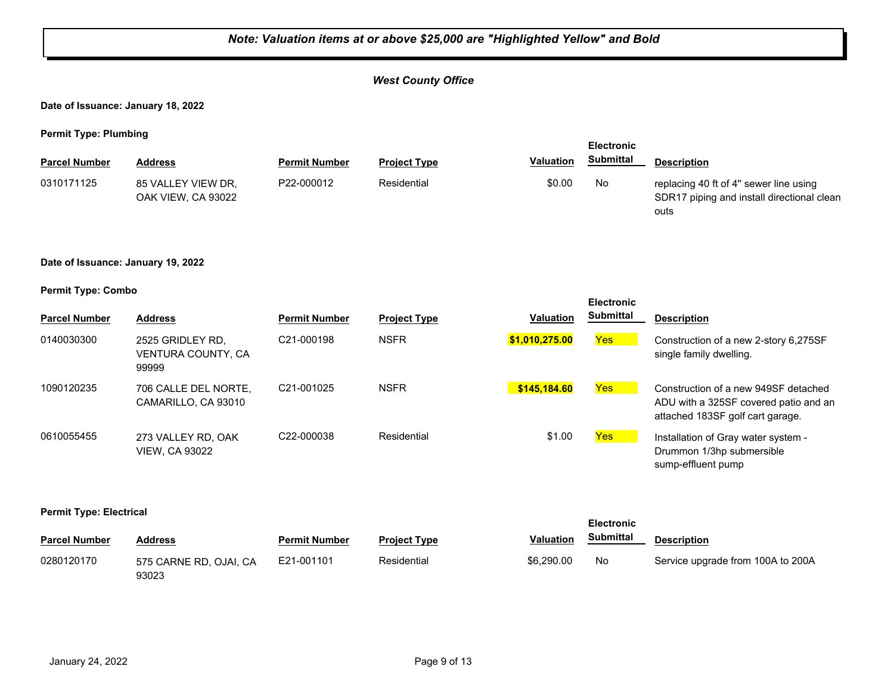***Note: Valuation items at or above $25,000 are "Highlighted Yellow" and Bold***

## *West County Office*

**Date of Issuance: January 18, 2022**

**Permit Type: Plumbing**

| Parcel Number | Address | Permit Number | Project Type | Valuation | Electronic Submittal | Description |
|---|---|---|---|---|---|---|
| 0310171125 | 85 VALLEY VIEW DR, OAK VIEW, CA 93022 | P22-000012 | Residential | $0.00 | No | replacing 40 ft of 4" sewer line using SDR17 piping and install directional clean outs |

**Date of Issuance: January 19, 2022**

**Permit Type: Combo**

| Parcel Number | Address | Permit Number | Project Type | Valuation | Electronic Submittal | Description |
|---|---|---|---|---|---|---|
| 0140030300 | 2525 GRIDLEY RD, VENTURA COUNTY, CA 99999 | C21-000198 | NSFR | **$1,010,275.00** | Yes | Construction of a new 2-story 6,275SF single family dwelling. |
| 1090120235 | 706 CALLE DEL NORTE, CAMARILLO, CA 93010 | C21-001025 | NSFR | **$145,184.60** | Yes | Construction of a new 949SF detached ADU with a 325SF covered patio and an attached 183SF golf cart garage. |
| 0610055455 | 273 VALLEY RD, OAK VIEW, CA 93022 | C22-000038 | Residential | $1.00 | Yes | Installation of Gray water system - Drummon 1/3hp submersible sump-effluent pump |

**Permit Type: Electrical**

| Parcel Number | Address | Permit Number | Project Type | Valuation | Electronic Submittal | Description |
|---|---|---|---|---|---|---|
| 0280120170 | 575 CARNE RD, OJAI, CA 93023 | E21-001101 | Residential | $6,290.00 | No | Service upgrade from 100A to 200A |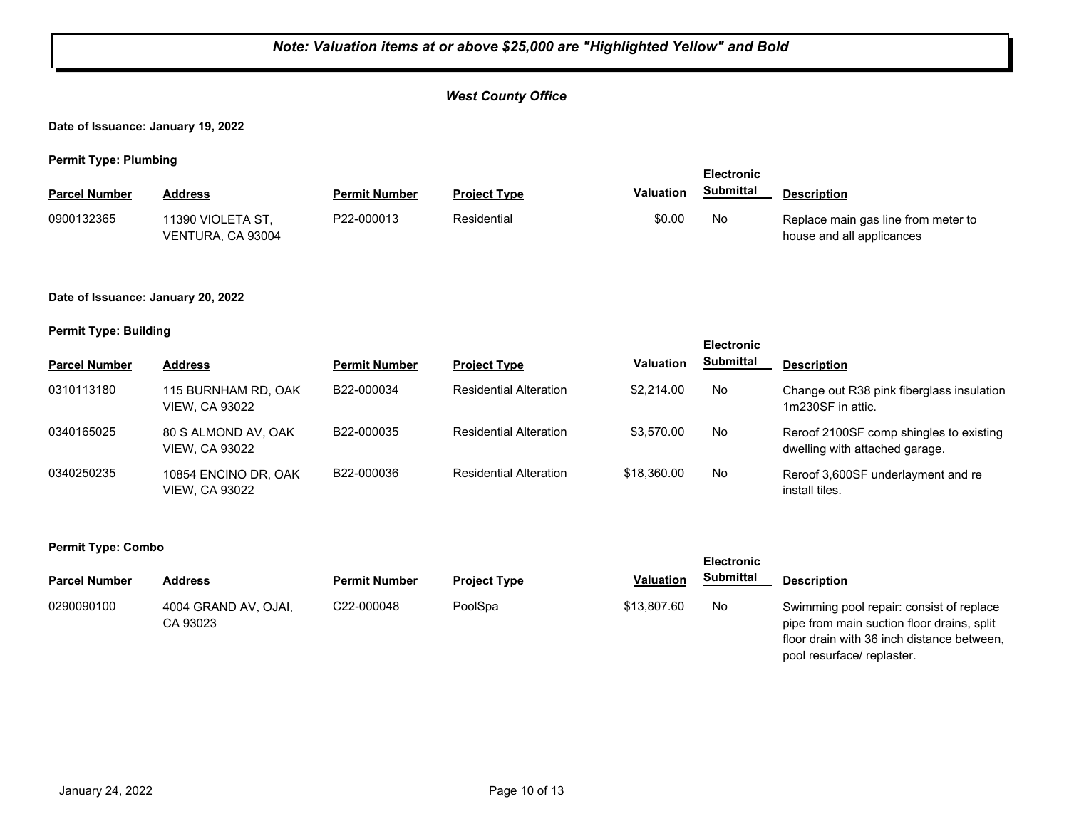***Note: Valuation items at or above $25,000 are "Highlighted Yellow" and Bold***

***West County Office***

**Date of Issuance: January 19, 2022**

**Permit Type: Plumbing**

| Parcel Number | Address | Permit Number | Project Type | Valuation | Electronic Submittal | Description |
|---|---|---|---|---|---|---|
| 0900132365 | 11390 VIOLETA ST, VENTURA, CA 93004 | P22-000013 | Residential | $0.00 | No | Replace main gas line from meter to house and all applicances |

**Date of Issuance: January 20, 2022**

**Permit Type: Building**

| Parcel Number | Address | Permit Number | Project Type | Valuation | Electronic Submittal | Description |
|---|---|---|---|---|---|---|
| 0310113180 | 115 BURNHAM RD, OAK VIEW, CA 93022 | B22-000034 | Residential Alteration | $2,214.00 | No | Change out R38 pink fiberglass insulation 1m230SF in attic. |
| 0340165025 | 80 S ALMOND AV, OAK VIEW, CA 93022 | B22-000035 | Residential Alteration | $3,570.00 | No | Reroof 2100SF comp shingles to existing dwelling with attached garage. |
| 0340250235 | 10854 ENCINO DR, OAK VIEW, CA 93022 | B22-000036 | Residential Alteration | $18,360.00 | No | Reroof 3,600SF underlayment and re install tiles. |

**Permit Type: Combo**

| Parcel Number | Address | Permit Number | Project Type | Valuation | Electronic Submittal | Description |
|---|---|---|---|---|---|---|
| 0290090100 | 4004 GRAND AV, OJAI, CA 93023 | C22-000048 | PoolSpa | $13,807.60 | No | Swimming pool repair: consist of replace pipe from main suction floor drains, split floor drain with 36 inch distance between, pool resurface/ replaster. |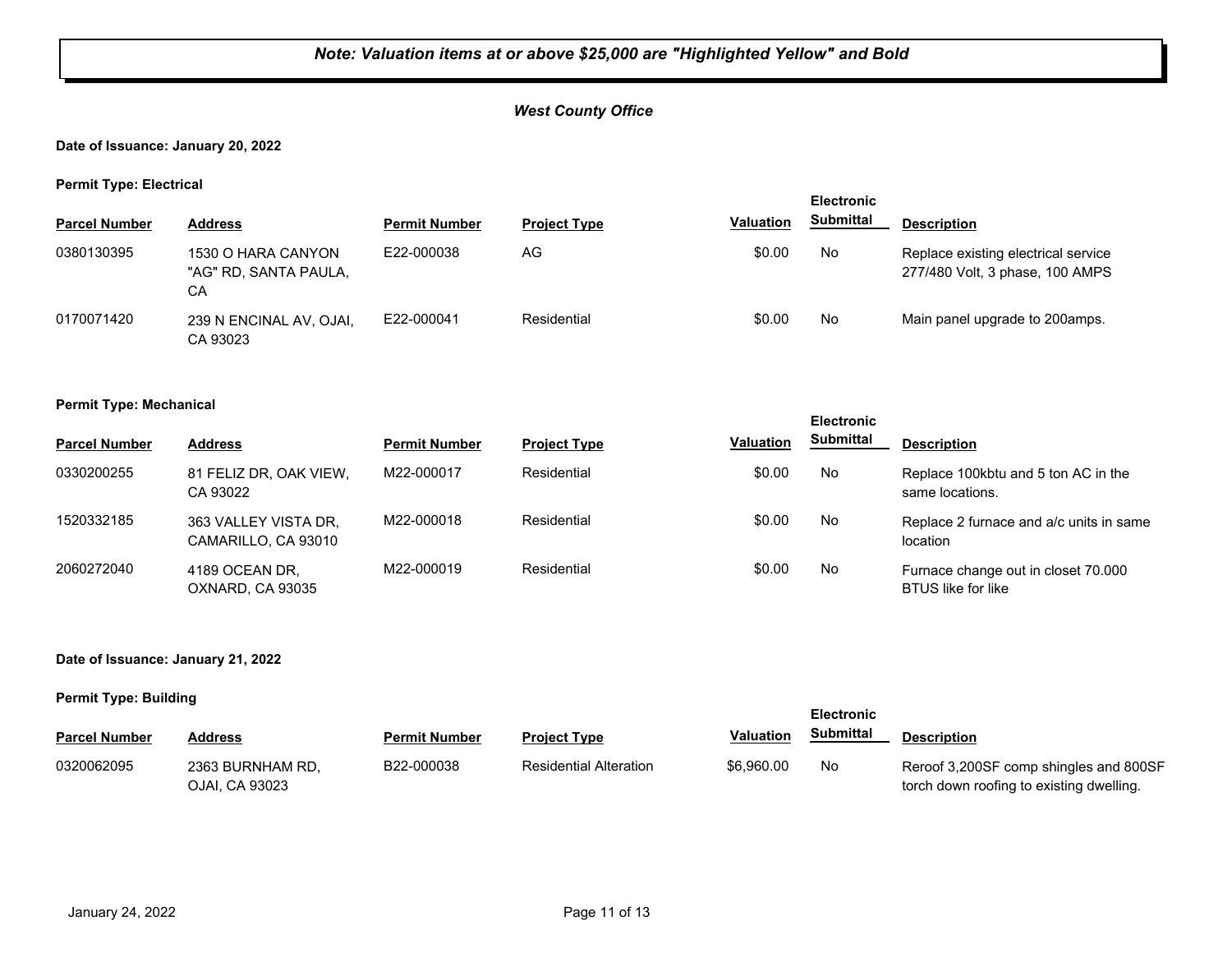***Note: Valuation items at or above $25,000 are "Highlighted Yellow" and Bold***

***West County Office***

**Date of Issuance: January 20, 2022**

**Permit Type: Electrical**

| Parcel Number | Address | Permit Number | Project Type | Valuation | Electronic Submittal | Description |
|---|---|---|---|---|---|---|
| 0380130395 | 1530 O HARA CANYON "AG" RD, SANTA PAULA, CA | E22-000038 | AG | $0.00 | No | Replace existing electrical service 277/480 Volt, 3 phase, 100 AMPS |
| 0170071420 | 239 N ENCINAL AV, OJAI, CA 93023 | E22-000041 | Residential | $0.00 | No | Main panel upgrade to 200amps. |

**Permit Type: Mechanical**

| Parcel Number | Address | Permit Number | Project Type | Valuation | Electronic Submittal | Description |
|---|---|---|---|---|---|---|
| 0330200255 | 81 FELIZ DR, OAK VIEW, CA 93022 | M22-000017 | Residential | $0.00 | No | Replace 100kbtu and 5 ton AC in the same locations. |
| 1520332185 | 363 VALLEY VISTA DR, CAMARILLO, CA 93010 | M22-000018 | Residential | $0.00 | No | Replace 2 furnace and a/c units in same location |
| 2060272040 | 4189 OCEAN DR, OXNARD, CA 93035 | M22-000019 | Residential | $0.00 | No | Furnace change out in closet 70.000 BTUS like for like |

**Date of Issuance: January 21, 2022**

**Permit Type: Building**

| Parcel Number | Address | Permit Number | Project Type | Valuation | Electronic Submittal | Description |
|---|---|---|---|---|---|---|
| 0320062095 | 2363 BURNHAM RD, OJAI, CA 93023 | B22-000038 | Residential Alteration | $6,960.00 | No | Reroof 3,200SF comp shingles and 800SF torch down roofing to existing dwelling. |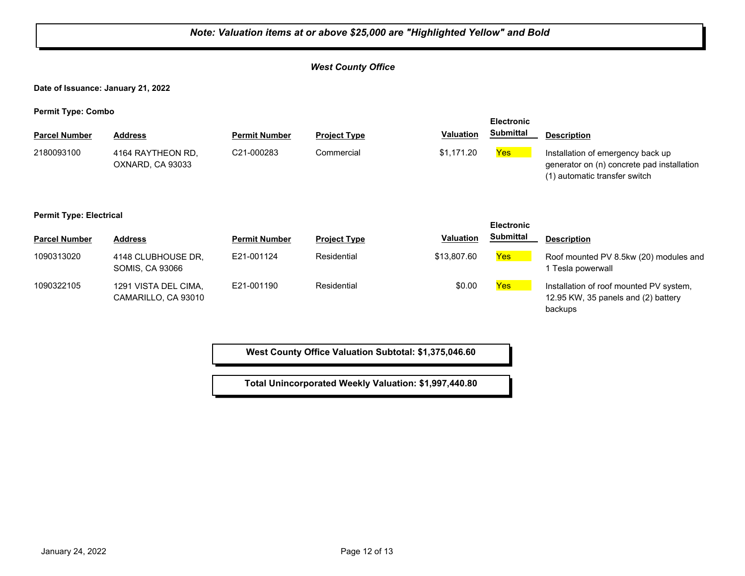***Note: Valuation items at or above $25,000 are "Highlighted Yellow" and Bold***

***West County Office***

**Date of Issuance: January 21, 2022**

**Permit Type: Combo**

| Parcel Number | Address | Permit Number | Project Type | Valuation | Electronic Submittal | Description |
|---|---|---|---|---|---|---|
| 2180093100 | 4164 RAYTHEON RD, OXNARD, CA 93033 | C21-000283 | Commercial | $1,171.20 | Yes | Installation of emergency back up generator on (n) concrete pad installation (1) automatic transfer switch |

**Permit Type: Electrical**

| Parcel Number | Address | Permit Number | Project Type | Valuation | Electronic Submittal | Description |
|---|---|---|---|---|---|---|
| 1090313020 | 4148 CLUBHOUSE DR, SOMIS, CA 93066 | E21-001124 | Residential | $13,807.60 | Yes | Roof mounted PV 8.5kw (20) modules and 1 Tesla powerwall |
| 1090322105 | 1291 VISTA DEL CIMA, CAMARILLO, CA 93010 | E21-001190 | Residential | $0.00 | Yes | Installation of roof mounted PV system, 12.95 KW, 35 panels and (2) battery backups |

**West County Office Valuation Subtotal: $1,375,046.60**

**Total Unincorporated Weekly Valuation: $1,997,440.80**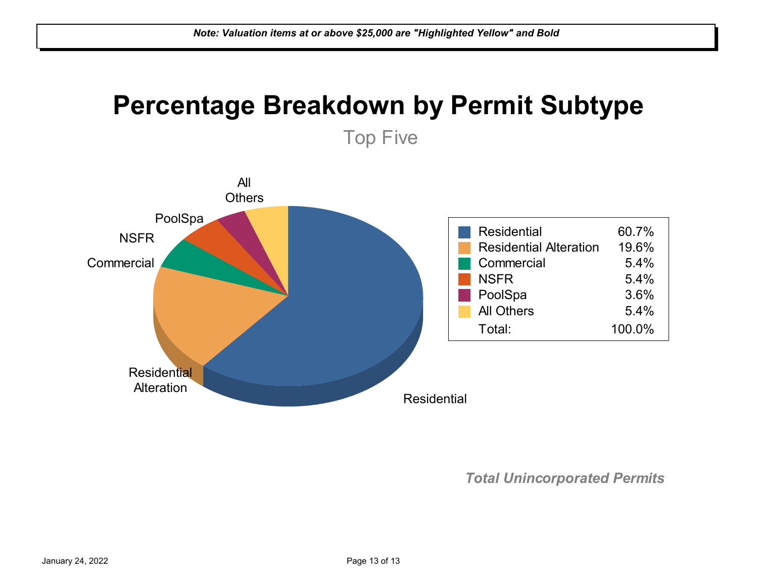***Note: Valuation items at or above $25,000 are "Highlighted Yellow" and Bold***

# Percentage Breakdown by Permit Subtype

Top Five

All Others
PoolSpa
NSFR
Commercial
Residential Alteration
Residential

Residential 60.7%
Residential Alteration 19.6%
Commercial 5.4%
NSFR 5.4%
PoolSpa 3.6%
All Others 5.4%
Total: 100.0%

***Total Unincorporated Permits***

January 24, 2022